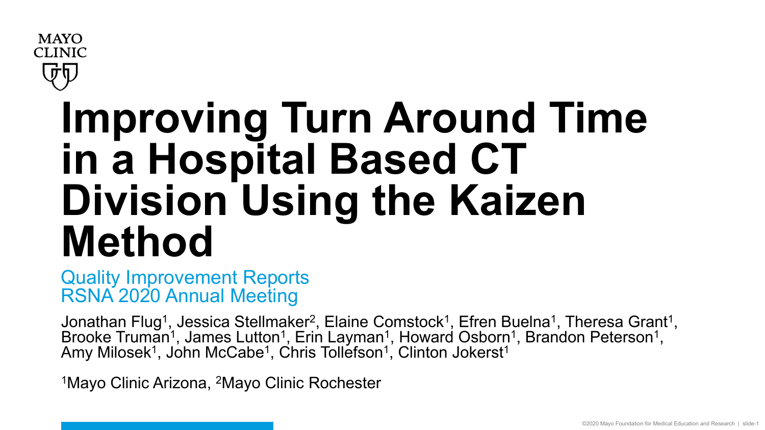MAYO
CLINIC

# Improving Turn Around Time in a Hospital Based CT Division Using the Kaizen Method

Quality Improvement Reports
RSNA 2020 Annual Meeting

Jonathan Flug[1], Jessica Stellmaker[2], Elaine Comstock[1], Efren Buelna[1], Theresa Grant[1], Brooke Truman[1], James Lutton[1], Erin Layman[1], Howard Osborn[1], Brandon Peterson[1], Amy Milosek[1], John McCabe[1], Chris Tollefson[1], Clinton Jokerst[1]

[1]Mayo Clinic Arizona, [2]Mayo Clinic Rochester

©2020 Mayo Foundation for Medical Education and Research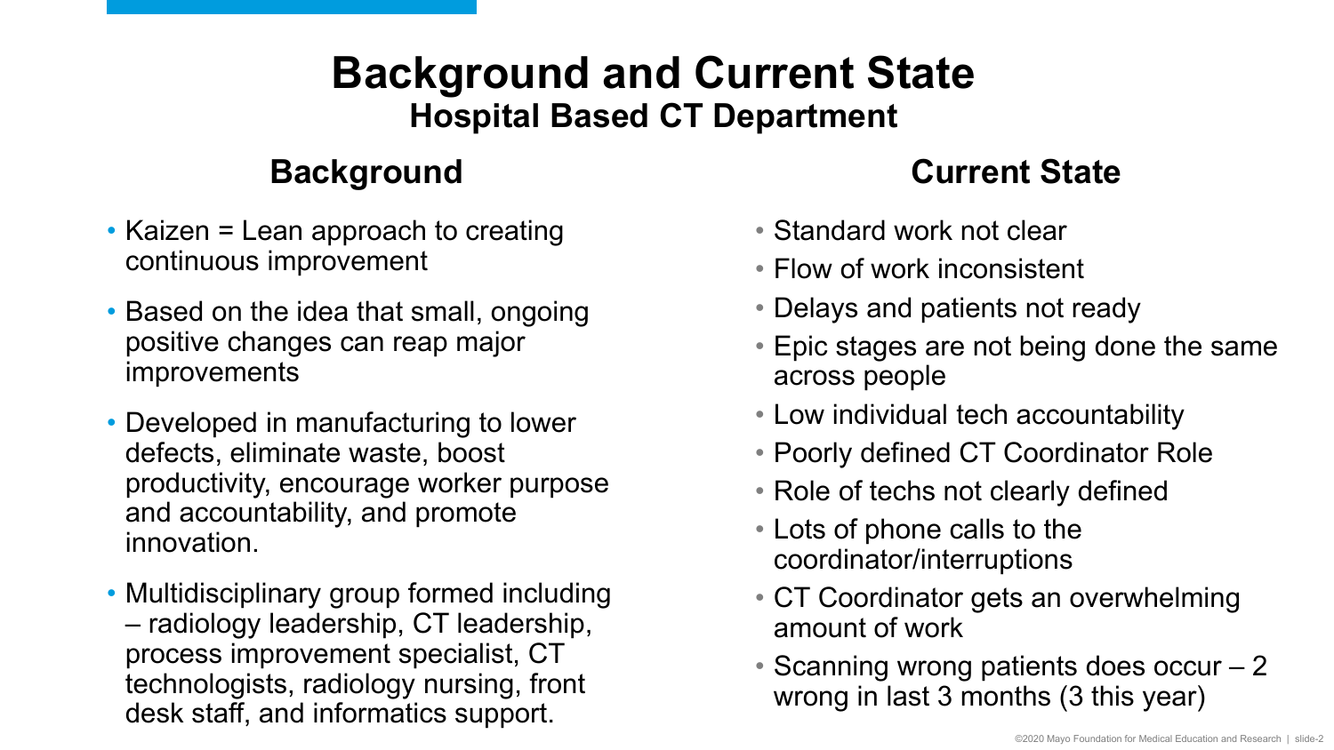# Background and Current State

## Hospital Based CT Department

### Background

- Kaizen = Lean approach to creating continuous improvement
- Based on the idea that small, ongoing positive changes can reap major improvements
- Developed in manufacturing to lower defects, eliminate waste, boost productivity, encourage worker purpose and accountability, and promote innovation.
- Multidisciplinary group formed including – radiology leadership, CT leadership, process improvement specialist, CT technologists, radiology nursing, front desk staff, and informatics support.

### Current State

- Standard work not clear
- Flow of work inconsistent
- Delays and patients not ready
- Epic stages are not being done the same across people
- Low individual tech accountability
- Poorly defined CT Coordinator Role
- Role of techs not clearly defined
- Lots of phone calls to the coordinator/interruptions
- CT Coordinator gets an overwhelming amount of work
- Scanning wrong patients does occur – 2 wrong in last 3 months (3 this year)

©2020 Mayo Foundation for Medical Education and Research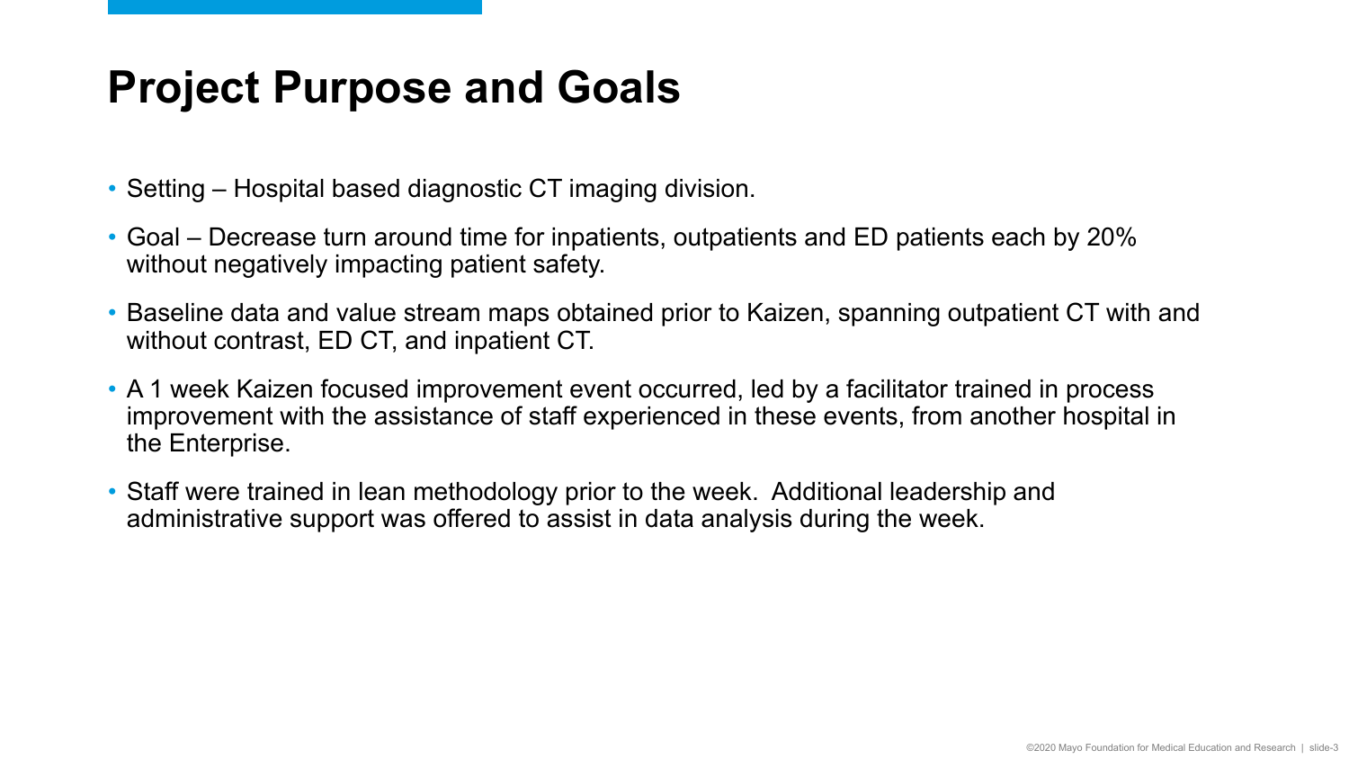# Project Purpose and Goals

- Setting – Hospital based diagnostic CT imaging division.
- Goal – Decrease turn around time for inpatients, outpatients and ED patients each by 20% without negatively impacting patient safety.
- Baseline data and value stream maps obtained prior to Kaizen, spanning outpatient CT with and without contrast, ED CT, and inpatient CT.
- A 1 week Kaizen focused improvement event occurred, led by a facilitator trained in process improvement with the assistance of staff experienced in these events, from another hospital in the Enterprise.
- Staff were trained in lean methodology prior to the week. Additional leadership and administrative support was offered to assist in data analysis during the week.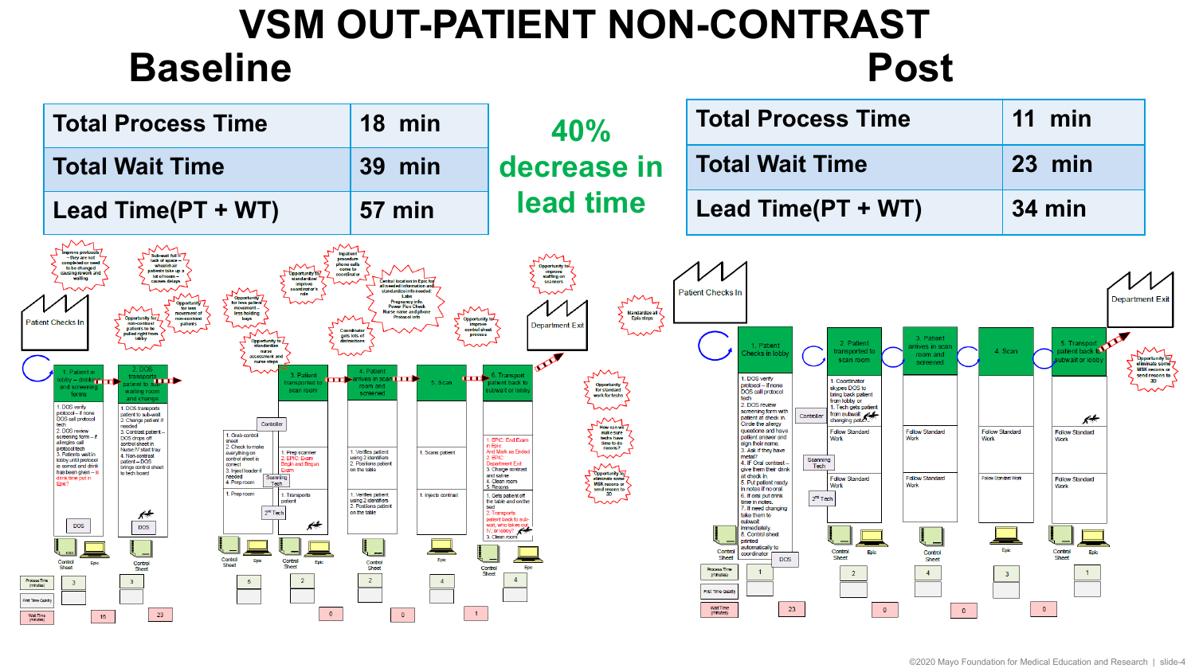# VSM OUT-PATIENT NON-CONTRAST

## Baseline

| Total Process Time | 18 min |
|---|---|
| Total Wait Time | 39 min |
| Lead Time(PT + WT) | 57 min |

**40% decrease in lead time**

## Post

| Total Process Time | 11 min |
|---|---|
| Total Wait Time | 23 min |
| Lead Time(PT + WT) | 34 min |

### Baseline value stream map

Patient Checks In → 1. Patient in lobby – drinks and screening forms → 2. DOS transports patient to sub-wait waiting room and change → 3. Patient transported to scan room → 4. Patient arrives in scan room and screened → 5. Scan → 6. Transport patient back to subwait or lobby → Department Exit

**1. Patient in lobby – drinks and screening forms**
1. DOS verify protocol – if none DOS call protocol tech
2. DOS review screening form – if allergies call protocol tech
3. Patients wait in lobby until protocol is correct and drink has been given – is drink time put in Epic?

**2. DOS transports patient to sub-wait waiting room and change**
1. DOS transports patient to sub-wait
2. Change patient if needed
3. Contrast patient – DOS drops off control sheet in Nurse IV start tray
4. Non-contrast patient – DOS brings control sheet to tech board

**3. Patient transported to scan room**
Controller:
1. Grab control sheet
2. Check to make everything on control sheet is correct
3. Inject/loader if needed
4. Prep room

Scanning Tech:
1. Prep scanner
2. EPIC: Exam Begin and Begun Exam

2nd Tech:
1. Prep room
1. Transports patient

**4. Patient arrives in scan room and screened**
1. Verifies patient using 2 identifiers
2. Positions patient on the table

1. Verifies patient using 2 identifiers
2. Positions patient on the table

**5. Scan**
1. Scans patient
1. Injects contrast

**6. Transport patient back to subwait or lobby**
1. EPIC: End Exam in Epic And Mark as Ended
2. EPIC: Department Exit
3. Charge contrast and saline
4. Clean room
5. Rooms

1. Gets patient off the table and on the bed
2. Transports patient back to sub-wait, who takes out IV, or lobby?
3. Clean room

Improvement opportunities (kaizen bursts):
- Improve protocols – they are not completed or need to be changed causing rework and waiting
- Sub-wait full – lack of space – wheelchair patients take up a lot of room – causes delays
- Opportunity for non-contrast patients to be pulled right from lobby
- Opportunity for less movement of non-contrast patients
- Opportunity for less patient movement – less holding bays
- Opportunity to standardize nurse assessment and nurse steps
- Opportunity to standardize / improve coordinator's role
- Inpatient procedure phone calls come to coordinator
- Coordinator gets lots of distractions
- Central location in Epic for all needed information and, standardize info needed: Labs, Pregnancy info, Power Pics Check, Nurse name and phone, Protocol info
- Opportunity to improve control sheet process
- Opportunity to improve staffing on scanners
- Standardize all Epic steps
- Opportunity for standard work for techs
- How can we make sure techs have time to do recons?
- Opportunity to eliminate some MSK recons or send recons to 3D

| Step | 1 | 2 | 3 (Controller) | 3 (Scanning Tech) | 4 | 5 | 6 |
|---|---|---|---|---|---|---|---|
| Process Time (minutes) | 3 | 3 | 5 | 2 | 2 | 4 | 4 |
| First Time Quality | | | | | | | |

| Wait Time (minutes) | 15 | 23 | 0 | 0 | 1 |
|---|---|---|---|---|---|

### Post value stream map

Patient Checks In → 1. Patient Checks in lobby → 2. Patient transported to scan room → 3. Patient arrives in scan room and screened → 4. Scan → 5. Transport patient back to subwait or lobby → Department Exit

**1. Patient Checks in lobby** (DOS)
1. DOS verify protocol – if none DOS call protocol tech
2. DOS review screening form with patient at check in. Circle the allergy questions and have patient answer and sign their name.
3. Ask if they have metal?
4. IF Oral contrast – give them their drink at check in.
5. Put patient ready in notes if no oral.
6. If oral put drink time in notes.
7. If need changing take them to subwait immediately.
8. Control sheet printed automatically to coordinator

**2. Patient transported to scan room**
Controller:
1. Coordinator skypes DOS to bring back patient from lobby or
1. Tech gets patient from subwait, changing patient
Scanning Tech: Follow Standard Work
2nd Tech: Follow Standard Work

**3. Patient arrives in scan room and screened**
Follow Standard Work
Follow Standard Work

**4. Scan**
Follow Standard Work
Follow Standard Work

**5. Transport patient back to subwait or lobby**
Follow Standard Work
Follow Standard Work

Improvement opportunity: Opportunity to eliminate some MSK recons or send recons to 3D

| Step | 1 | 2 | 3 | 4 | 5 |
|---|---|---|---|---|---|
| Process Time (minutes) | 1 | 2 | 4 | 3 | 1 |
| First Time Quality | | | | | |

| Wait Time (minutes) | 23 | 0 | 0 | 0 |
|---|---|---|---|---|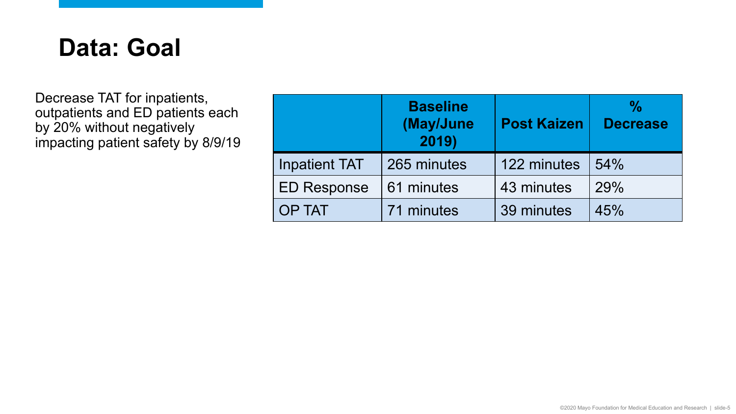# Data: Goal

Decrease TAT for inpatients, outpatients and ED patients each by 20% without negatively impacting patient safety by 8/9/19

| | Baseline (May/June 2019) | Post Kaizen | % Decrease |
|---|---|---|---|
| Inpatient TAT | 265 minutes | 122 minutes | 54% |
| ED Response | 61 minutes | 43 minutes | 29% |
| OP TAT | 71 minutes | 39 minutes | 45% |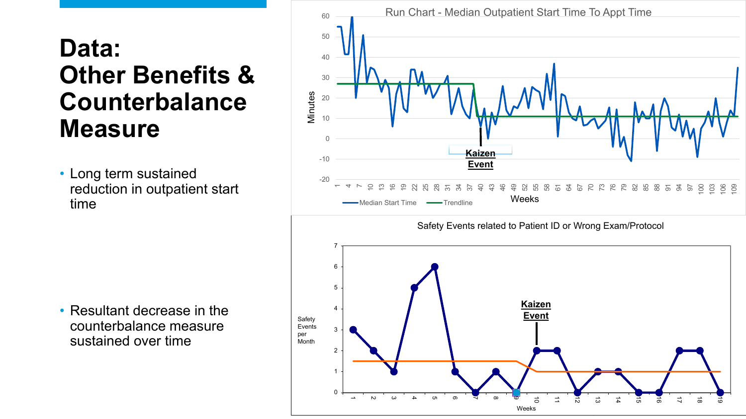# Data: Other Benefits & Counterbalance Measure

- Long term sustained reduction in outpatient start time

- Resultant decrease in the counterbalance measure sustained over time

Run Chart - Median Outpatient Start Time To Appt Time

Minutes

Kaizen Event

Weeks

Median Start Time — Trendline

Safety Events related to Patient ID or Wrong Exam/Protocol

Safety Events per Month

Kaizen Event

Weeks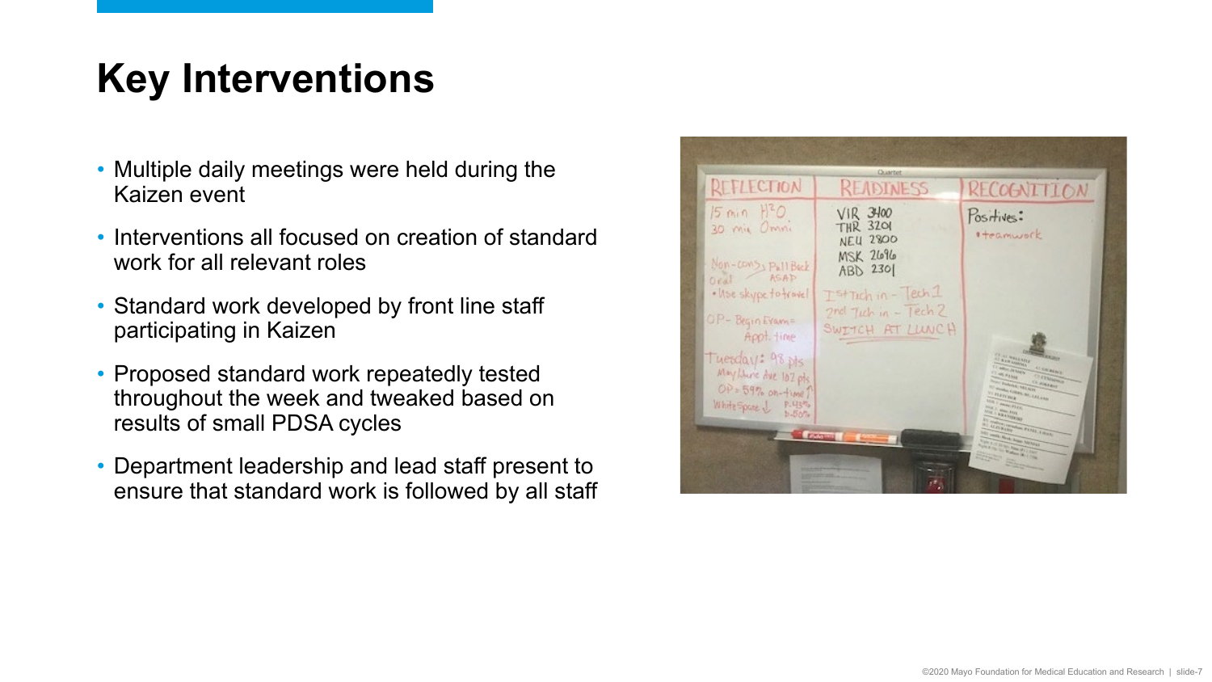# Key Interventions

- Multiple daily meetings were held during the Kaizen event
- Interventions all focused on creation of standard work for all relevant roles
- Standard work developed by front line staff participating in Kaizen
- Proposed standard work repeatedly tested throughout the week and tweaked based on results of small PDSA cycles
- Department leadership and lead staff present to ensure that standard work is followed by all staff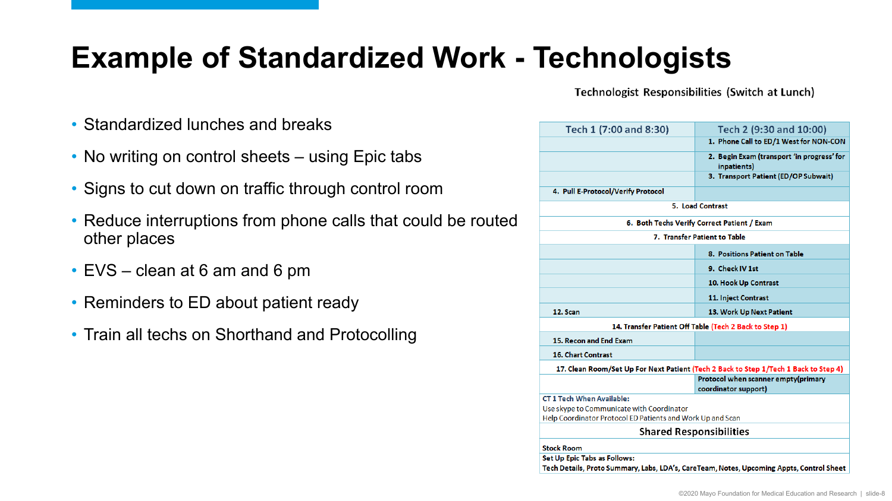# Example of Standardized Work - Technologists

- Standardized lunches and breaks
- No writing on control sheets – using Epic tabs
- Signs to cut down on traffic through control room
- Reduce interruptions from phone calls that could be routed other places
- EVS – clean at 6 am and 6 pm
- Reminders to ED about patient ready
- Train all techs on Shorthand and Protocolling

Technologist Responsibilities (Switch at Lunch)

| Tech 1 (7:00 and 8:30) | Tech 2 (9:30 and 10:00) |
|---|---|
| | 1. Phone Call to ED/1 West for NON-CON |
| | 2. Begin Exam (transport 'in progress' for inpatients) |
| | 3. Transport Patient (ED/OP Subwait) |
| 4. Pull E-Protocol/Verify Protocol | |
| 5. Load Contrast | |
| 6. Both Techs Verify Correct Patient / Exam | |
| 7. Transfer Patient to Table | |
| | 8. Positions Patient on Table |
| | 9. Check IV 1st |
| | 10. Hook Up Contrast |
| | 11. Inject Contrast |
| 12. Scan | 13. Work Up Next Patient |
| 14. Transfer Patient Off Table (Tech 2 Back to Step 1) | |
| 15. Recon and End Exam | |
| 16. Chart Contrast | |
| 17. Clean Room/Set Up For Next Patient (Tech 2 Back to Step 1/Tech 1 Back to Step 4) | |
| | Protocol when scanner empty(primary coordinator support) |
| CT 1 Tech When Available: Use skype to Communicate with Coordinator; Help Coordinator Protocol ED Patients and Work Up and Scan | |
| **Shared Responsibilities** | |
| Stock Room | |
| Set Up Epic Tabs as Follows: Tech Details, Proto Summary, Labs, LDA's, CareTeam, Notes, Upcoming Appts, Control Sheet | |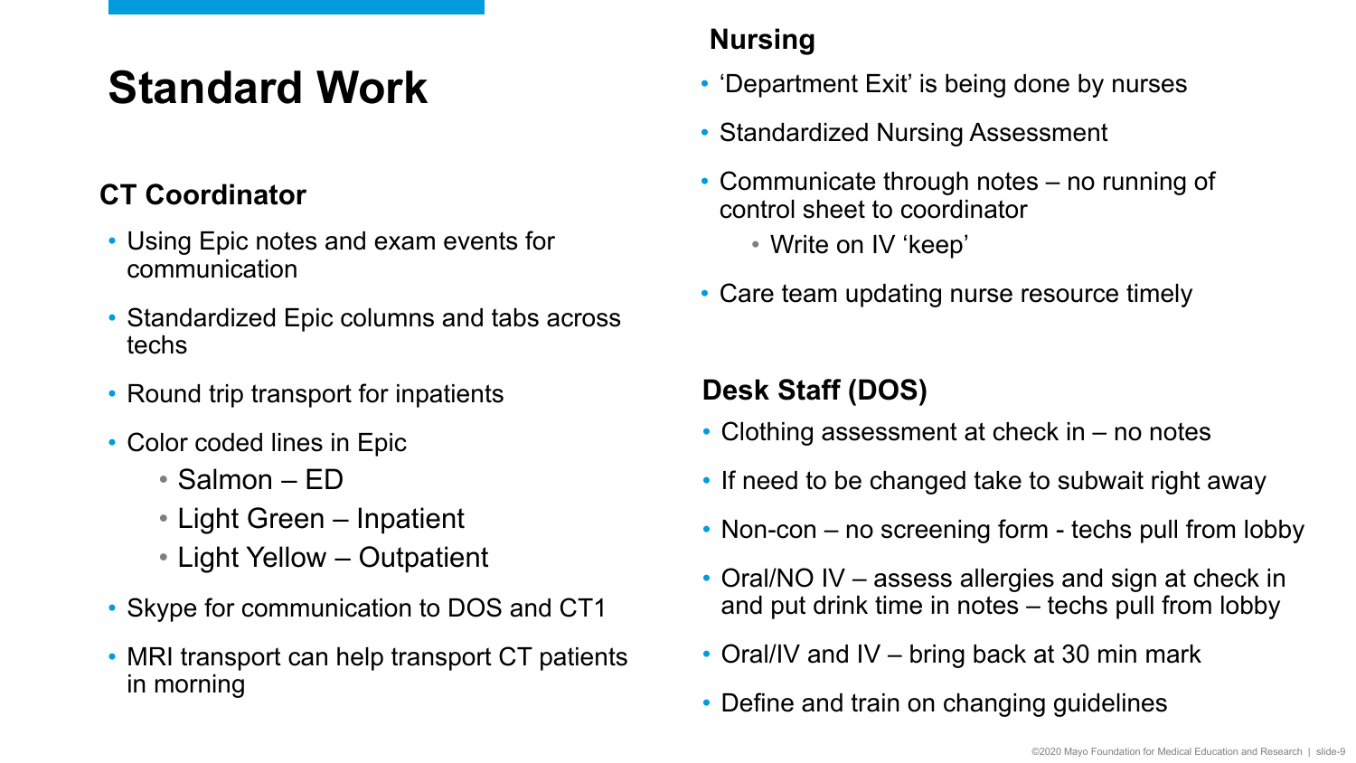# Standard Work

## CT Coordinator

- Using Epic notes and exam events for communication
- Standardized Epic columns and tabs across techs
- Round trip transport for inpatients
- Color coded lines in Epic
  - Salmon – ED
  - Light Green – Inpatient
  - Light Yellow – Outpatient
- Skype for communication to DOS and CT1
- MRI transport can help transport CT patients in morning

## Nursing

- 'Department Exit' is being done by nurses
- Standardized Nursing Assessment
- Communicate through notes – no running of control sheet to coordinator
  - Write on IV 'keep'
- Care team updating nurse resource timely

## Desk Staff (DOS)

- Clothing assessment at check in – no notes
- If need to be changed take to subwait right away
- Non-con – no screening form - techs pull from lobby
- Oral/NO IV – assess allergies and sign at check in and put drink time in notes – techs pull from lobby
- Oral/IV and IV – bring back at 30 min mark
- Define and train on changing guidelines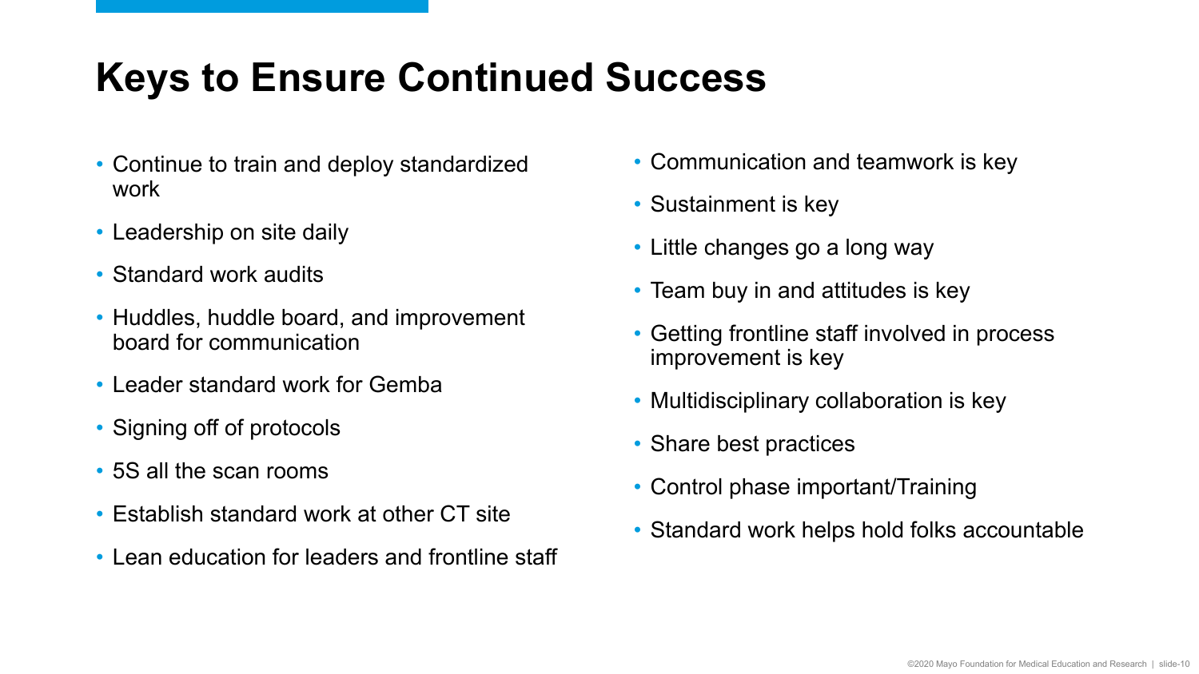# Keys to Ensure Continued Success

- Continue to train and deploy standardized work
- Leadership on site daily
- Standard work audits
- Huddles, huddle board, and improvement board for communication
- Leader standard work for Gemba
- Signing off of protocols
- 5S all the scan rooms
- Establish standard work at other CT site
- Lean education for leaders and frontline staff
- Communication and teamwork is key
- Sustainment is key
- Little changes go a long way
- Team buy in and attitudes is key
- Getting frontline staff involved in process improvement is key
- Multidisciplinary collaboration is key
- Share best practices
- Control phase important/Training
- Standard work helps hold folks accountable